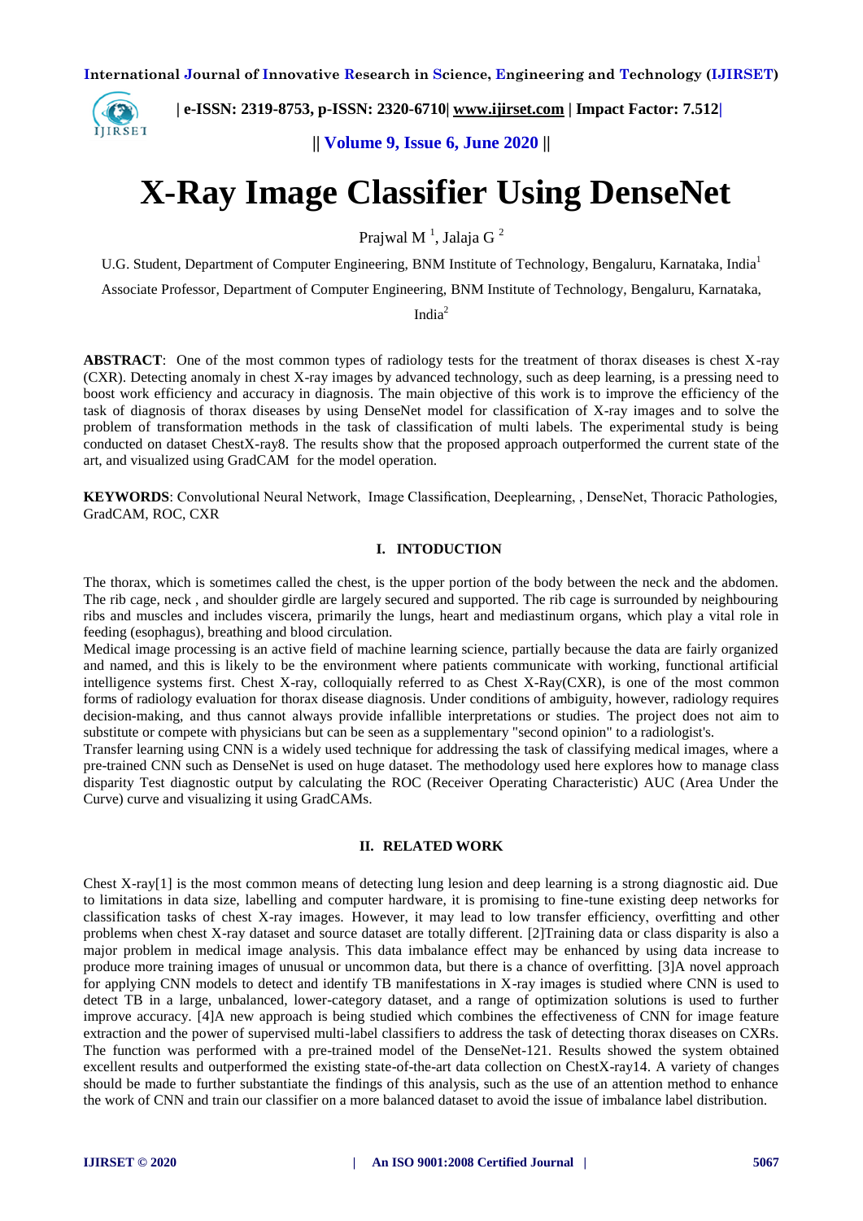# X-Ray Image Classifier Using DenseNet

Prajwal M [1], Jalaja G [2]

U.G. Student, Department of Computer Engineering, BNM Institute of Technology, Bengaluru, Karnataka, India[1]

Associate Professor, Department of Computer Engineering, BNM Institute of Technology, Bengaluru, Karnataka, India[2]

**ABSTRACT**: One of the most common types of radiology tests for the treatment of thorax diseases is chest X-ray (CXR). Detecting anomaly in chest X-ray images by advanced technology, such as deep learning, is a pressing need to boost work efficiency and accuracy in diagnosis. The main objective of this work is to improve the efficiency of the task of diagnosis of thorax diseases by using DenseNet model for classification of X-ray images and to solve the problem of transformation methods in the task of classification of multi labels. The experimental study is being conducted on dataset ChestX-ray8. The results show that the proposed approach outperformed the current state of the art, and visualized using GradCAM for the model operation.

**KEYWORDS**: Convolutional Neural Network, Image Classification, Deeplearning, , DenseNet, Thoracic Pathologies, GradCAM, ROC, CXR

## I. INTODUCTION

The thorax, which is sometimes called the chest, is the upper portion of the body between the neck and the abdomen. The rib cage, neck , and shoulder girdle are largely secured and supported. The rib cage is surrounded by neighbouring ribs and muscles and includes viscera, primarily the lungs, heart and mediastinum organs, which play a vital role in feeding (esophagus), breathing and blood circulation.

Medical image processing is an active field of machine learning science, partially because the data are fairly organized and named, and this is likely to be the environment where patients communicate with working, functional artificial intelligence systems first. Chest X-ray, colloquially referred to as Chest X-Ray(CXR), is one of the most common forms of radiology evaluation for thorax disease diagnosis. Under conditions of ambiguity, however, radiology requires decision-making, and thus cannot always provide infallible interpretations or studies. The project does not aim to substitute or compete with physicians but can be seen as a supplementary "second opinion" to a radiologist's.

Transfer learning using CNN is a widely used technique for addressing the task of classifying medical images, where a pre-trained CNN such as DenseNet is used on huge dataset. The methodology used here explores how to manage class disparity Test diagnostic output by calculating the ROC (Receiver Operating Characteristic) AUC (Area Under the Curve) curve and visualizing it using GradCAMs.

## II. RELATED WORK

Chest X-ray[1] is the most common means of detecting lung lesion and deep learning is a strong diagnostic aid. Due to limitations in data size, labelling and computer hardware, it is promising to fine-tune existing deep networks for classification tasks of chest X-ray images. However, it may lead to low transfer efficiency, overfitting and other problems when chest X-ray dataset and source dataset are totally different. [2]Training data or class disparity is also a major problem in medical image analysis. This data imbalance effect may be enhanced by using data increase to produce more training images of unusual or uncommon data, but there is a chance of overfitting. [3]A novel approach for applying CNN models to detect and identify TB manifestations in X-ray images is studied where CNN is used to detect TB in a large, unbalanced, lower-category dataset, and a range of optimization solutions is used to further improve accuracy. [4]A new approach is being studied which combines the effectiveness of CNN for image feature extraction and the power of supervised multi-label classifiers to address the task of detecting thorax diseases on CXRs. The function was performed with a pre-trained model of the DenseNet-121. Results showed the system obtained excellent results and outperformed the existing state-of-the-art data collection on ChestX-ray14. A variety of changes should be made to further substantiate the findings of this analysis, such as the use of an attention method to enhance the work of CNN and train our classifier on a more balanced dataset to avoid the issue of imbalance label distribution.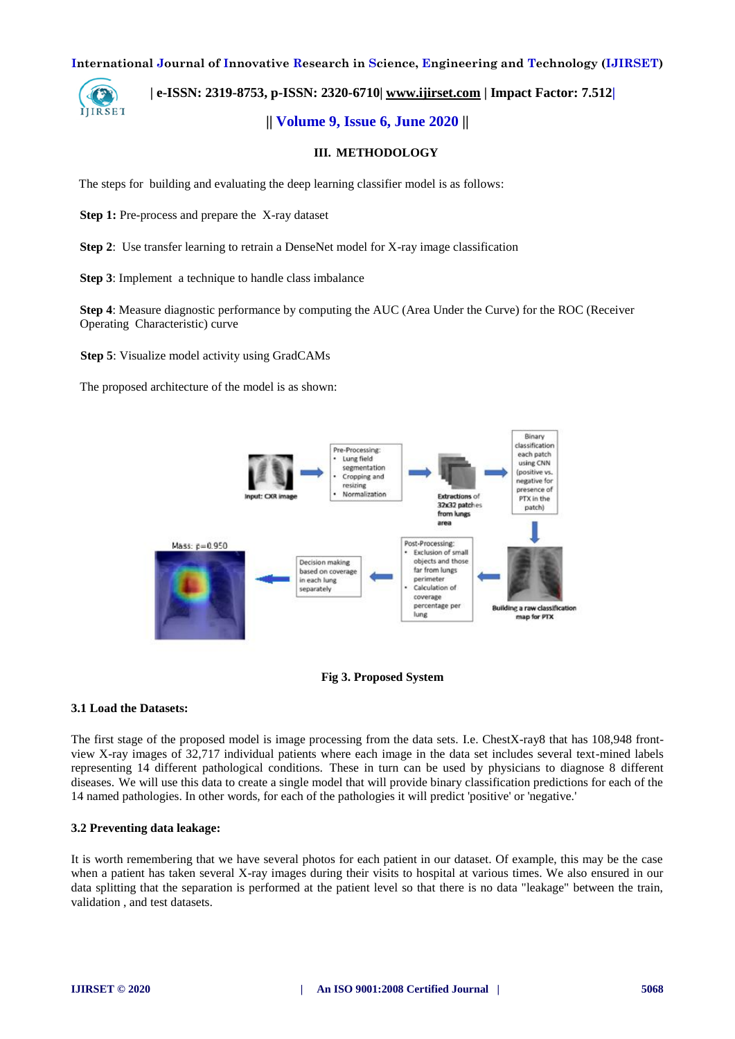## III. METHODOLOGY

The steps for building and evaluating the deep learning classifier model is as follows:

**Step 1:** Pre-process and prepare the X-ray dataset

**Step 2**: Use transfer learning to retrain a DenseNet model for X-ray image classification

**Step 3**: Implement a technique to handle class imbalance

**Step 4**: Measure diagnostic performance by computing the AUC (Area Under the Curve) for the ROC (Receiver Operating Characteristic) curve

**Step 5**: Visualize model activity using GradCAMs

The proposed architecture of the model is as shown:

**Fig 3. Proposed System**

### 3.1 Load the Datasets:

The first stage of the proposed model is image processing from the data sets. I.e. ChestX-ray8 that has 108,948 front-view X-ray images of 32,717 individual patients where each image in the data set includes several text-mined labels representing 14 different pathological conditions. These in turn can be used by physicians to diagnose 8 different diseases. We will use this data to create a single model that will provide binary classification predictions for each of the 14 named pathologies. In other words, for each of the pathologies it will predict 'positive' or 'negative.'

### 3.2 Preventing data leakage:

It is worth remembering that we have several photos for each patient in our dataset. Of example, this may be the case when a patient has taken several X-ray images during their visits to hospital at various times. We also ensured in our data splitting that the separation is performed at the patient level so that there is no data "leakage" between the train, validation , and test datasets.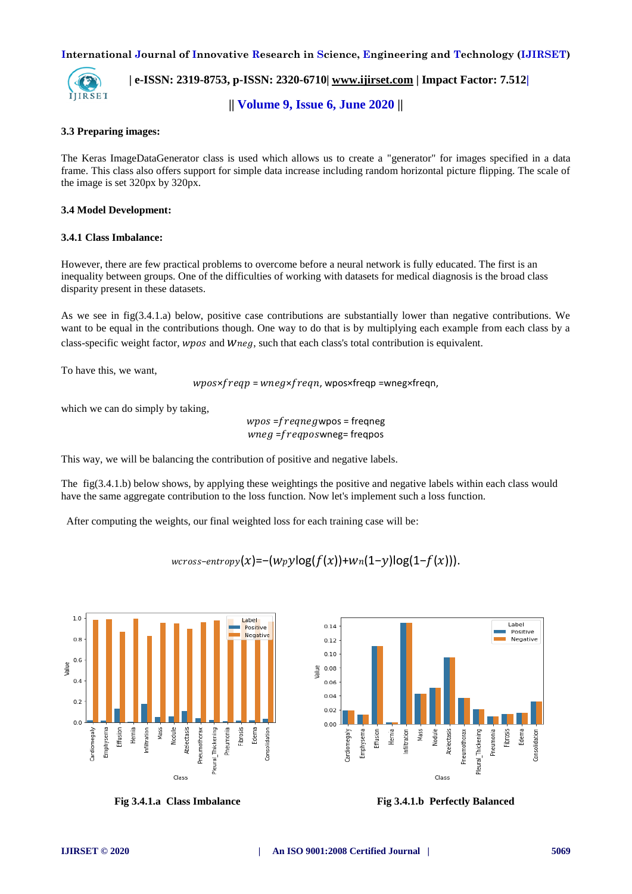### 3.3 Preparing images:

The Keras ImageDataGenerator class is used which allows us to create a "generator" for images specified in a data frame. This class also offers support for simple data increase including random horizontal picture flipping. The scale of the image is set 320px by 320px.

### 3.4 Model Development:

#### 3.4.1 Class Imbalance:

However, there are few practical problems to overcome before a neural network is fully educated. The first is an inequality between groups. One of the difficulties of working with datasets for medical diagnosis is the broad class disparity present in these datasets.

As we see in fig(3.4.1.a) below, positive case contributions are substantially lower than negative contributions. We want to be equal in the contributions though. One way to do that is by multiplying each example from each class by a class-specific weight factor, $wpos$ and $w_{neg}$, such that each class's total contribution is equivalent.

To have this, we want,

$$wpos \times freqp = wneg \times freqn, \text{ wpos×freqp =wneg×freqn,}$$

which we can do simply by taking,

$$wpos = freqneg \text{wpos = freqneg}$$
$$wneg = freqpos \text{wneg= freqpos}$$

This way, we will be balancing the contribution of positive and negative labels.

The fig(3.4.1.b) below shows, by applying these weightings the positive and negative labels within each class would have the same aggregate contribution to the loss function. Now let's implement such a loss function.

After computing the weights, our final weighted loss for each training case will be:

$$w_{cross-entropy}(x) = -(w_p y \log(f(x)) + w_n(1-y)\log(1-f(x))).$$

Fig 3.4.1.a Class Imbalance

Fig 3.4.1.b Perfectly Balanced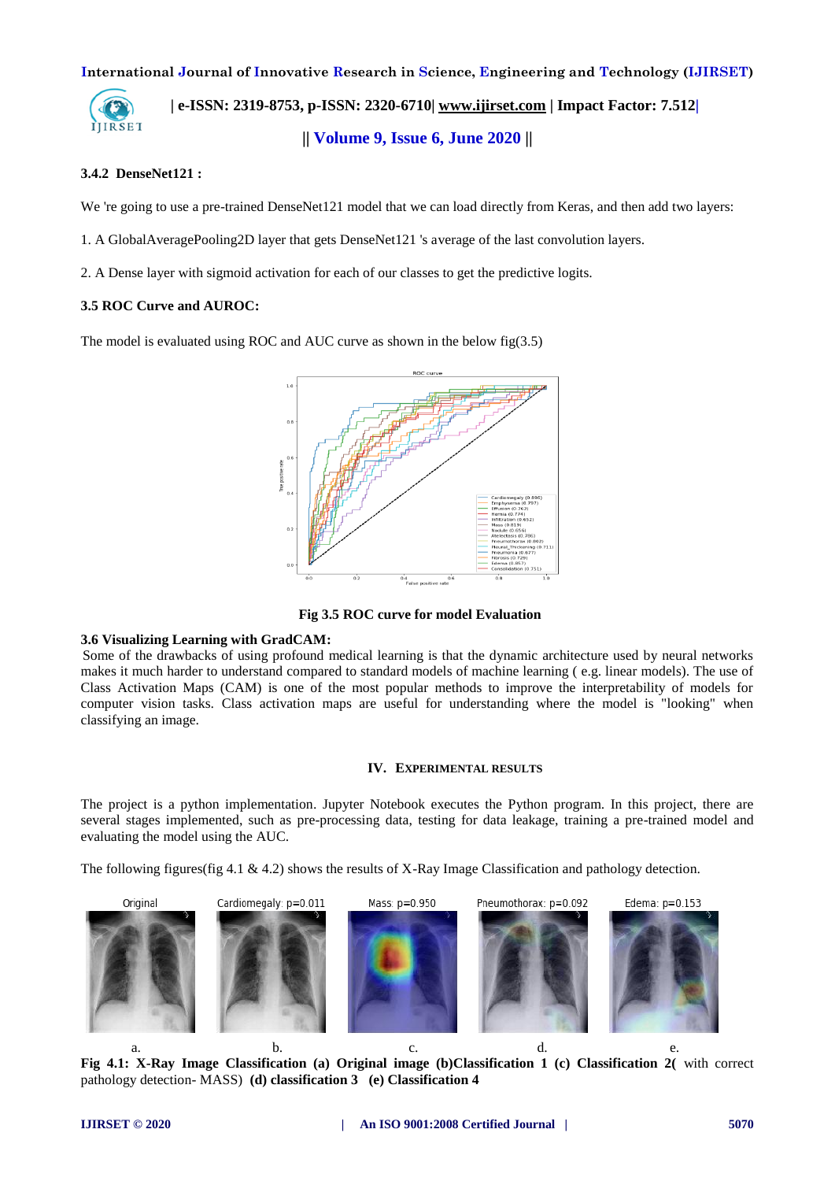### 3.4.2 DenseNet121 :

We 're going to use a pre-trained DenseNet121 model that we can load directly from Keras, and then add two layers:

1. A GlobalAveragePooling2D layer that gets DenseNet121 's average of the last convolution layers.

2. A Dense layer with sigmoid activation for each of our classes to get the predictive logits.

### 3.5 ROC Curve and AUROC:

The model is evaluated using ROC and AUC curve as shown in the below fig(3.5)

**Fig 3.5 ROC curve for model Evaluation**

### 3.6 Visualizing Learning with GradCAM:

Some of the drawbacks of using profound medical learning is that the dynamic architecture used by neural networks makes it much harder to understand compared to standard models of machine learning ( e.g. linear models). The use of Class Activation Maps (CAM) is one of the most popular methods to improve the interpretability of models for computer vision tasks. Class activation maps are useful for understanding where the model is "looking" when classifying an image.

## IV. EXPERIMENTAL RESULTS

The project is a python implementation. Jupyter Notebook executes the Python program. In this project, there are several stages implemented, such as pre-processing data, testing for data leakage, training a pre-trained model and evaluating the model using the AUC.

The following figures(fig 4.1 & 4.2) shows the results of X-Ray Image Classification and pathology detection.

**Fig 4.1: X-Ray Image Classification (a) Original image (b)Classification 1 (c) Classification 2(** with correct pathology detection- MASS) **(d) classification 3 (e) Classification 4**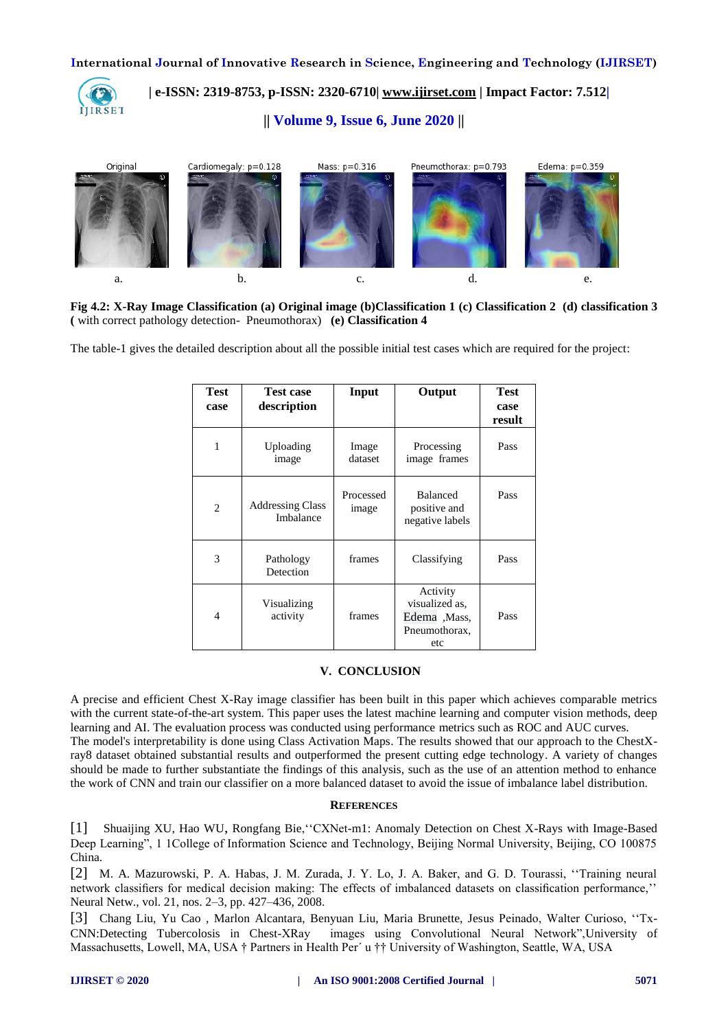Fig 4.2: X-Ray Image Classification (a) Original image (b)Classification 1 (c) Classification 2 (d) classification 3 ( with correct pathology detection- Pneumothorax) (e) Classification 4

The table-1 gives the detailed description about all the possible initial test cases which are required for the project:

| Test case | Test case description | Input | Output | Test case result |
|---|---|---|---|---|
| 1 | Uploading image | Image dataset | Processing image frames | Pass |
| 2 | Addressing Class Imbalance | Processed image | Balanced positive and negative labels | Pass |
| 3 | Pathology Detection | frames | Classifying | Pass |
| 4 | Visualizing activity | frames | Activity visualized as, Edema ,Mass, Pneumothorax, etc | Pass |

## V. CONCLUSION

A precise and efficient Chest X-Ray image classifier has been built in this paper which achieves comparable metrics with the current state-of-the-art system. This paper uses the latest machine learning and computer vision methods, deep learning and AI. The evaluation process was conducted using performance metrics such as ROC and AUC curves. The model's interpretability is done using Class Activation Maps. The results showed that our approach to the ChestX-ray8 dataset obtained substantial results and outperformed the present cutting edge technology. A variety of changes should be made to further substantiate the findings of this analysis, such as the use of an attention method to enhance the work of CNN and train our classifier on a more balanced dataset to avoid the issue of imbalance label distribution.

## REFERENCES

[1] Shuaijing XU, Hao WU, Rongfang Bie,''CXNet-m1: Anomaly Detection on Chest X-Rays with Image-Based Deep Learning", 1 1College of Information Science and Technology, Beijing Normal University, Beijing, CO 100875 China.

[2] M. A. Mazurowski, P. A. Habas, J. M. Zurada, J. Y. Lo, J. A. Baker, and G. D. Tourassi, ''Training neural network classifiers for medical decision making: The effects of imbalanced datasets on classification performance,'' Neural Netw., vol. 21, nos. 2–3, pp. 427–436, 2008.

[3] Chang Liu, Yu Cao , Marlon Alcantara, Benyuan Liu, Maria Brunette, Jesus Peinado, Walter Curioso, ''Tx-CNN:Detecting Tuberculosis in Chest-XRay images using Convolutional Neural Network",University of Massachusetts, Lowell, MA, USA † Partners in Health Per´ u †† University of Washington, Seattle, WA, USA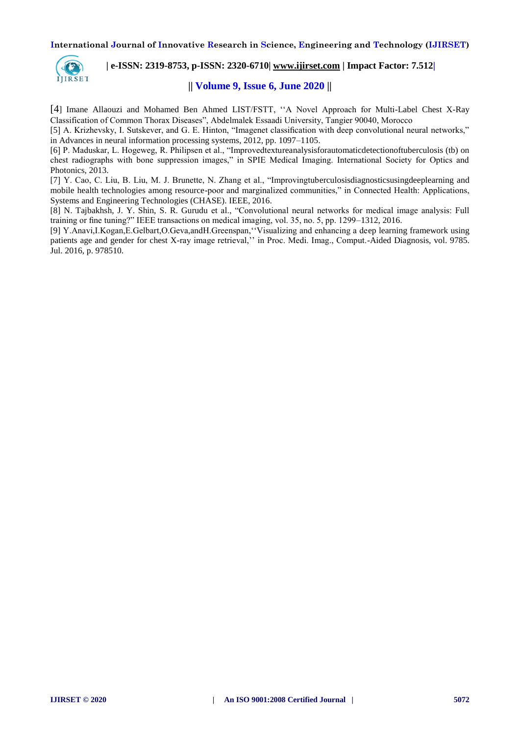[4] Imane Allaouzi and Mohamed Ben Ahmed LIST/FSTT, ‘‘A Novel Approach for Multi-Label Chest X-Ray Classification of Common Thorax Diseases”, Abdelmalek Essaadi University, Tangier 90040, Morocco

[5] A. Krizhevsky, I. Sutskever, and G. E. Hinton, “Imagenet classification with deep convolutional neural networks,” in Advances in neural information processing systems, 2012, pp. 1097–1105.

[6] P. Maduskar, L. Hogeweg, R. Philipsen et al., “Improvedtextureanalysisforautomaticdetectionoftuberculosis (tb) on chest radiographs with bone suppression images,” in SPIE Medical Imaging. International Society for Optics and Photonics, 2013.

[7] Y. Cao, C. Liu, B. Liu, M. J. Brunette, N. Zhang et al., “Improvingtuberculosisdiagnosticsusingdeeplearning and mobile health technologies among resource-poor and marginalized communities,” in Connected Health: Applications, Systems and Engineering Technologies (CHASE). IEEE, 2016.

[8] N. Tajbakhsh, J. Y. Shin, S. R. Gurudu et al., “Convolutional neural networks for medical image analysis: Full training or fine tuning?” IEEE transactions on medical imaging, vol. 35, no. 5, pp. 1299–1312, 2016.

[9] Y.Anavi,I.Kogan,E.Gelbart,O.Geva,andH.Greenspan,‘‘Visualizing and enhancing a deep learning framework using patients age and gender for chest X-ray image retrieval,’’ in Proc. Medi. Imag., Comput.-Aided Diagnosis, vol. 9785. Jul. 2016, p. 978510.